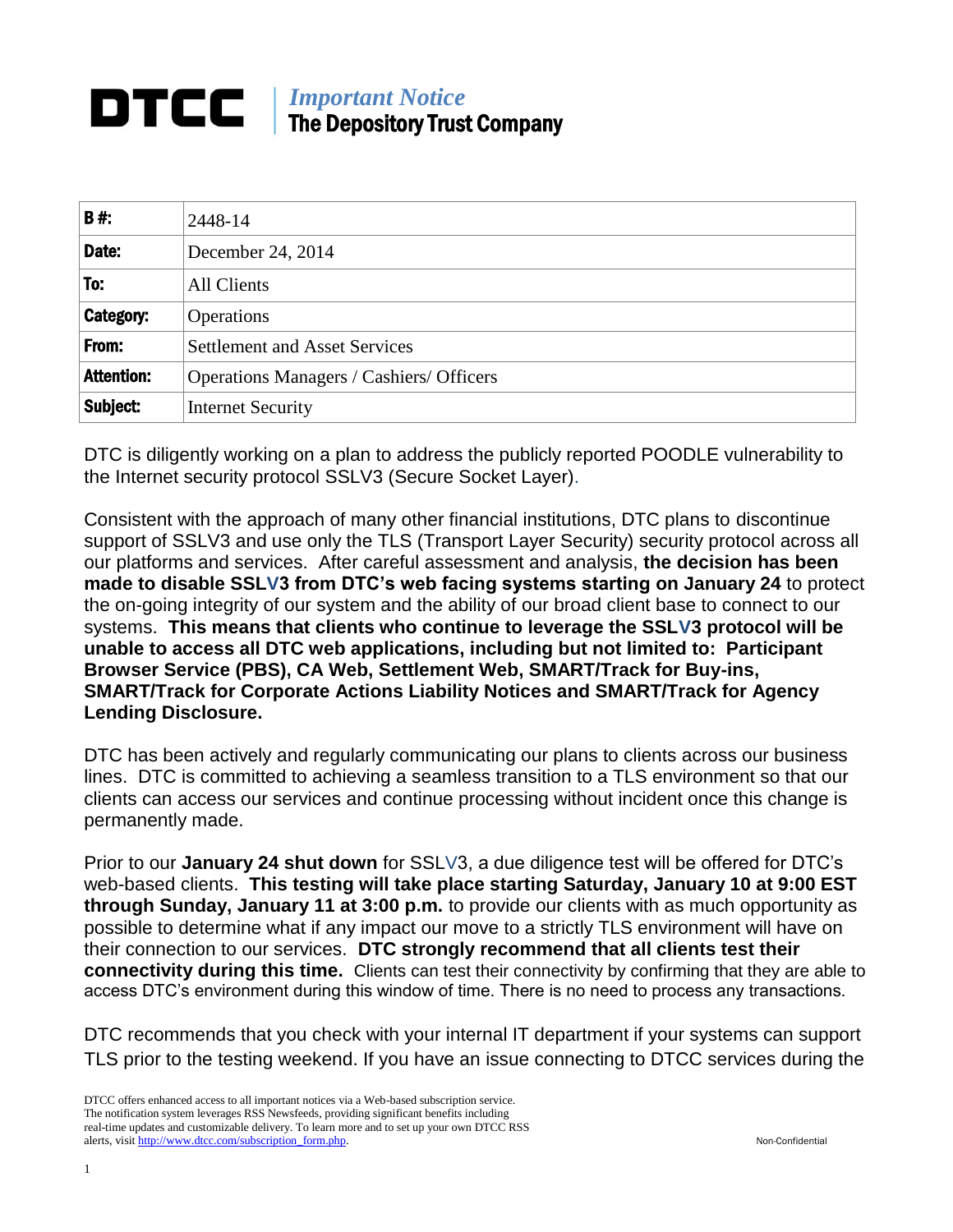# DTCC | *Important Notice* The Depository Trust Company

| **B #:** | 2448-14 |
| --- | --- |
| **Date:** | December 24, 2014 |
| **To:** | All Clients |
| **Category:** | Operations |
| **From:** | Settlement and Asset Services |
| **Attention:** | Operations Managers / Cashiers/ Officers |
| **Subject:** | Internet Security |

DTC is diligently working on a plan to address the publicly reported POODLE vulnerability to the Internet security protocol SSLV3 (Secure Socket Layer).

Consistent with the approach of many other financial institutions, DTC plans to discontinue support of SSLV3 and use only the TLS (Transport Layer Security) security protocol across all our platforms and services. After careful assessment and analysis, **the decision has been made to disable SSLV3 from DTC's web facing systems starting on January 24** to protect the on-going integrity of our system and the ability of our broad client base to connect to our systems. **This means that clients who continue to leverage the SSLV3 protocol will be unable to access all DTC web applications, including but not limited to: Participant Browser Service (PBS), CA Web, Settlement Web, SMART/Track for Buy-ins, SMART/Track for Corporate Actions Liability Notices and SMART/Track for Agency Lending Disclosure.**

DTC has been actively and regularly communicating our plans to clients across our business lines. DTC is committed to achieving a seamless transition to a TLS environment so that our clients can access our services and continue processing without incident once this change is permanently made.

Prior to our **January 24 shut down** for SSLV3, a due diligence test will be offered for DTC's web-based clients. **This testing will take place starting Saturday, January 10 at 9:00 EST through Sunday, January 11 at 3:00 p.m.** to provide our clients with as much opportunity as possible to determine what if any impact our move to a strictly TLS environment will have on their connection to our services. **DTC strongly recommend that all clients test their connectivity during this time.** Clients can test their connectivity by confirming that they are able to access DTC's environment during this window of time. There is no need to process any transactions.

DTC recommends that you check with your internal IT department if your systems can support TLS prior to the testing weekend. If you have an issue connecting to DTCC services during the

DTCC offers enhanced access to all important notices via a Web-based subscription service. The notification system leverages RSS Newsfeeds, providing significant benefits including real-time updates and customizable delivery. To learn more and to set up your own DTCC RSS alerts, visit http://www.dtcc.com/subscription_form.php.

Non-Confidential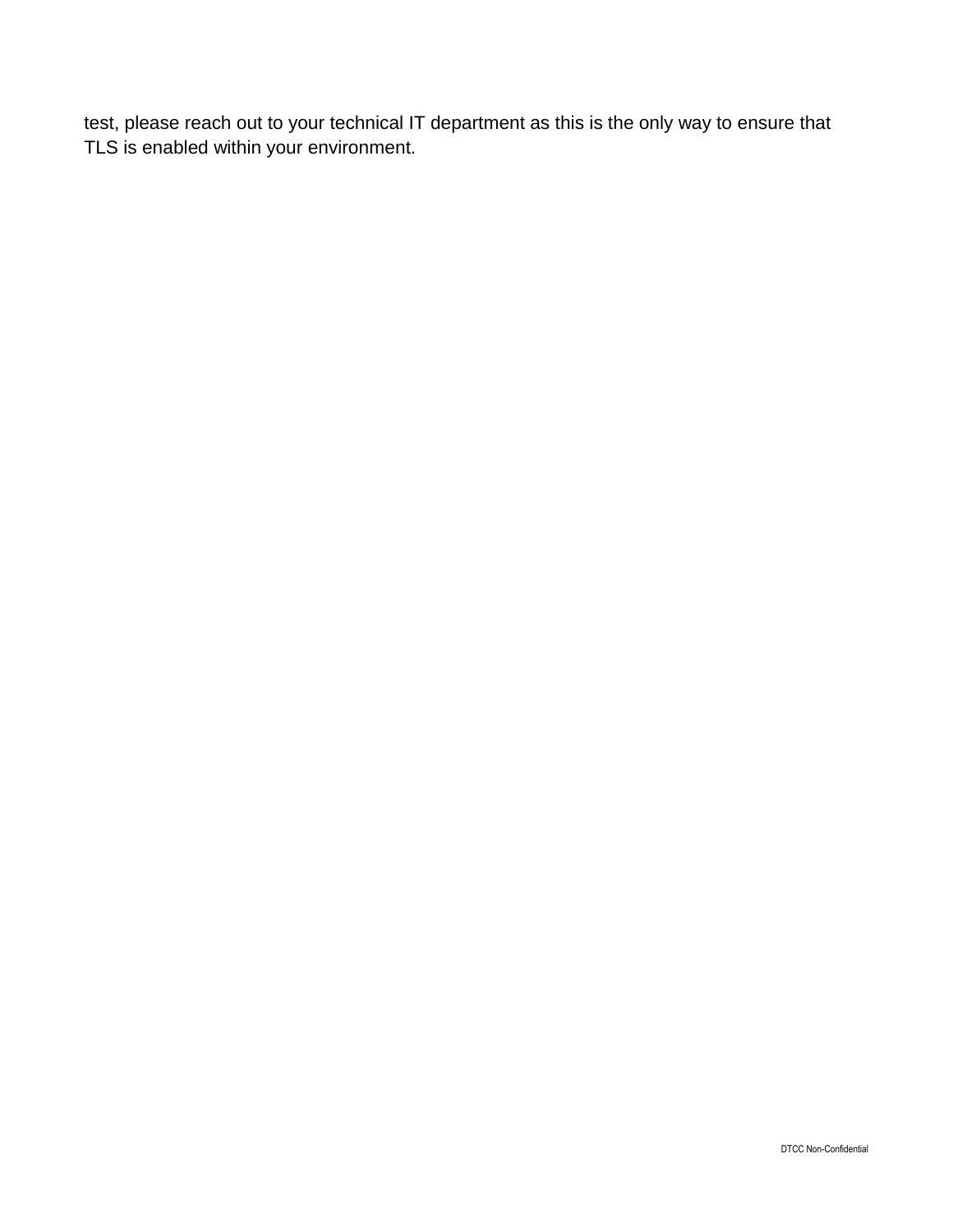test, please reach out to your technical IT department as this is the only way to ensure that TLS is enabled within your environment.